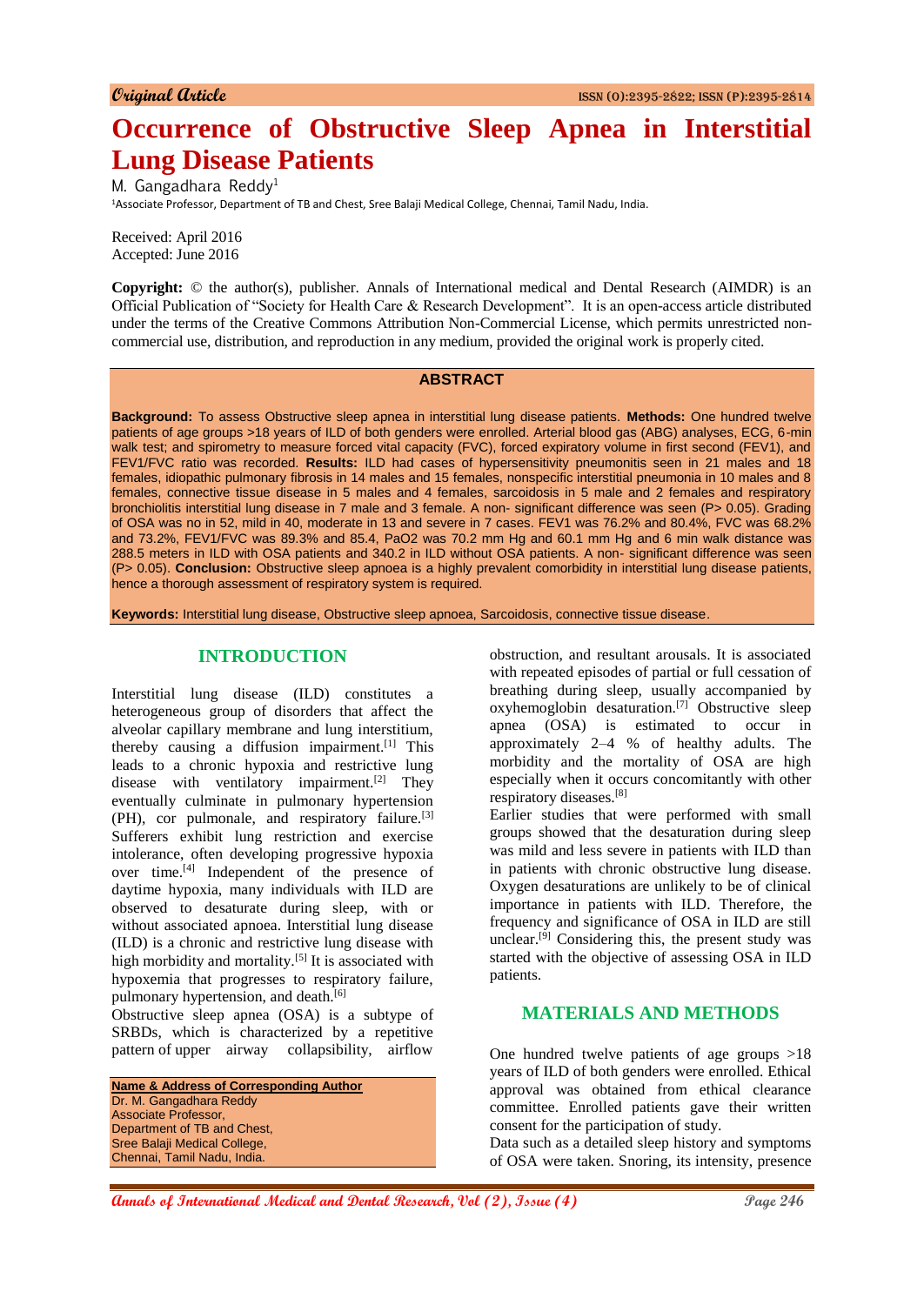Original Article

# Occurrence of Obstructive Sleep Apnea in Interstitial Lung Disease Patients

M. Gangadhara Reddy[1]

[1]Associate Professor, Department of TB and Chest, Sree Balaji Medical College, Chennai, Tamil Nadu, India.

Received: April 2016
Accepted: June 2016

**Copyright:** © the author(s), publisher. Annals of International medical and Dental Research (AIMDR) is an Official Publication of "Society for Health Care & Research Development". It is an open-access article distributed under the terms of the Creative Commons Attribution Non-Commercial License, which permits unrestricted non-commercial use, distribution, and reproduction in any medium, provided the original work is properly cited.

## ABSTRACT

**Background:** To assess Obstructive sleep apnea in interstitial lung disease patients. **Methods:** One hundred twelve patients of age groups >18 years of ILD of both genders were enrolled. Arterial blood gas (ABG) analyses, ECG, 6-min walk test; and spirometry to measure forced vital capacity (FVC), forced expiratory volume in first second (FEV1), and FEV1/FVC ratio was recorded. **Results:** ILD had cases of hypersensitivity pneumonitis seen in 21 males and 18 females, idiopathic pulmonary fibrosis in 14 males and 15 females, nonspecific interstitial pneumonia in 10 males and 8 females, connective tissue disease in 5 males and 4 females, sarcoidosis in 5 male and 2 females and respiratory bronchiolitis interstitial lung disease in 7 male and 3 female. A non- significant difference was seen (P> 0.05). Grading of OSA was no in 52, mild in 40, moderate in 13 and severe in 7 cases. FEV1 was 76.2% and 80.4%, FVC was 68.2% and 73.2%, FEV1/FVC was 89.3% and 85.4, PaO2 was 70.2 mm Hg and 60.1 mm Hg and 6 min walk distance was 288.5 meters in ILD with OSA patients and 340.2 in ILD without OSA patients. A non- significant difference was seen (P> 0.05). **Conclusion:** Obstructive sleep apnoea is a highly prevalent comorbidity in interstitial lung disease patients, hence a thorough assessment of respiratory system is required.

**Keywords:** Interstitial lung disease, Obstructive sleep apnoea, Sarcoidosis, connective tissue disease.

## INTRODUCTION

Interstitial lung disease (ILD) constitutes a heterogeneous group of disorders that affect the alveolar capillary membrane and lung interstitium, thereby causing a diffusion impairment.[1] This leads to a chronic hypoxia and restrictive lung disease with ventilatory impairment.[2] They eventually culminate in pulmonary hypertension (PH), cor pulmonale, and respiratory failure.[3] Sufferers exhibit lung restriction and exercise intolerance, often developing progressive hypoxia over time.[4] Independent of the presence of daytime hypoxia, many individuals with ILD are observed to desaturate during sleep, with or without associated apnoea. Interstitial lung disease (ILD) is a chronic and restrictive lung disease with high morbidity and mortality.[5] It is associated with hypoxemia that progresses to respiratory failure, pulmonary hypertension, and death.[6]

Obstructive sleep apnea (OSA) is a subtype of SRBDs, which is characterized by a repetitive pattern of upper airway collapsibility, airflow obstruction, and resultant arousals. It is associated with repeated episodes of partial or full cessation of breathing during sleep, usually accompanied by oxyhemoglobin desaturation.[7] Obstructive sleep apnea (OSA) is estimated to occur in approximately 2–4 % of healthy adults. The morbidity and the mortality of OSA are high especially when it occurs concomitantly with other respiratory diseases.[8]

Earlier studies that were performed with small groups showed that the desaturation during sleep was mild and less severe in patients with ILD than in patients with chronic obstructive lung disease. Oxygen desaturations are unlikely to be of clinical importance in patients with ILD. Therefore, the frequency and significance of OSA in ILD are still unclear.[9] Considering this, the present study was started with the objective of assessing OSA in ILD patients.

**Name & Address of Corresponding Author**
Dr. M. Gangadhara Reddy
Associate Professor,
Department of TB and Chest,
Sree Balaji Medical College,
Chennai, Tamil Nadu, India.

## MATERIALS AND METHODS

One hundred twelve patients of age groups >18 years of ILD of both genders were enrolled. Ethical approval was obtained from ethical clearance committee. Enrolled patients gave their written consent for the participation of study.

Data such as a detailed sleep history and symptoms of OSA were taken. Snoring, its intensity, presence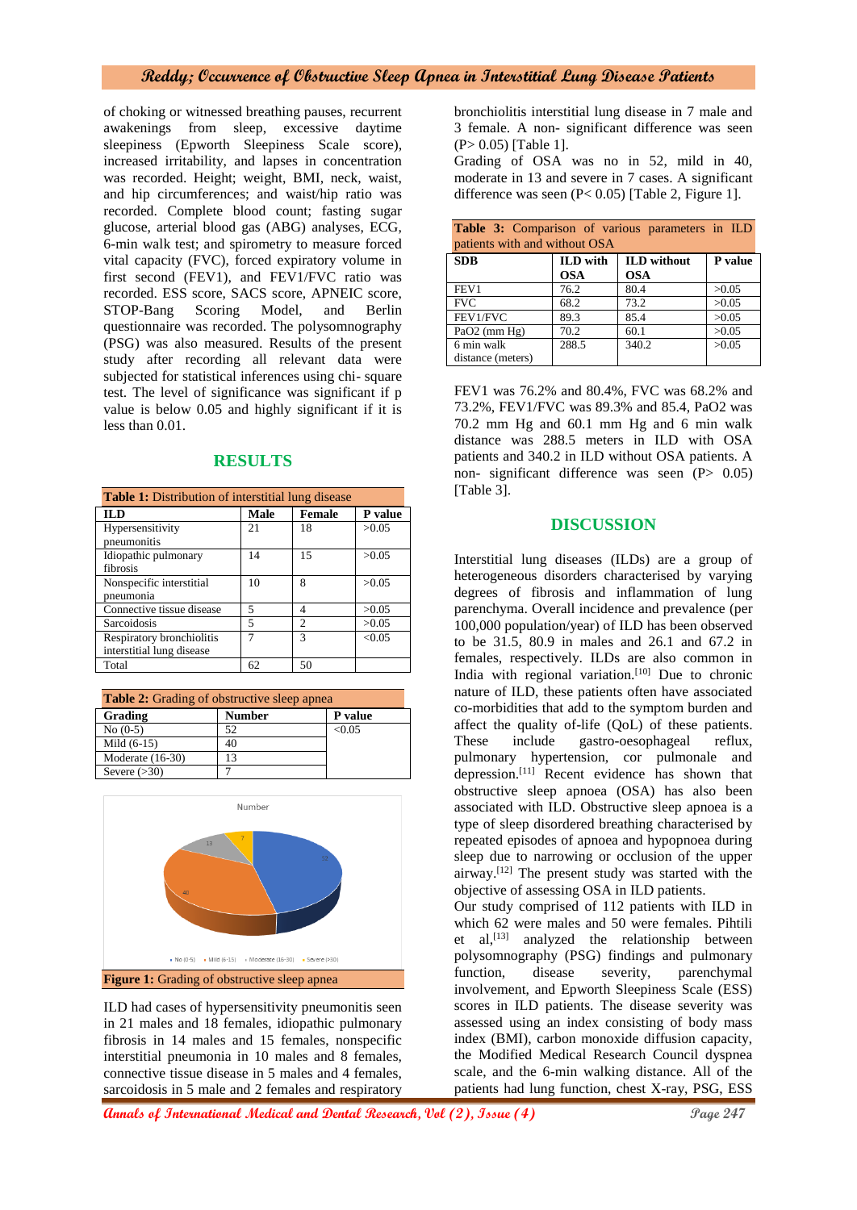of choking or witnessed breathing pauses, recurrent awakenings from sleep, excessive daytime sleepiness (Epworth Sleepiness Scale score), increased irritability, and lapses in concentration was recorded. Height; weight, BMI, neck, waist, and hip circumferences; and waist/hip ratio was recorded. Complete blood count; fasting sugar glucose, arterial blood gas (ABG) analyses, ECG, 6-min walk test; and spirometry to measure forced vital capacity (FVC), forced expiratory volume in first second (FEV1), and FEV1/FVC ratio was recorded. ESS score, SACS score, APNEIC score, STOP-Bang Scoring Model, and Berlin questionnaire was recorded. The polysomnography (PSG) was also measured. Results of the present study after recording all relevant data were subjected for statistical inferences using chi- square test. The level of significance was significant if p value is below 0.05 and highly significant if it is less than 0.01.

## RESULTS

**Table 1:** Distribution of interstitial lung disease

| ILD | Male | Female | P value |
|---|---|---|---|
| Hypersensitivity pneumonitis | 21 | 18 | >0.05 |
| Idiopathic pulmonary fibrosis | 14 | 15 | >0.05 |
| Nonspecific interstitial pneumonia | 10 | 8 | >0.05 |
| Connective tissue disease | 5 | 4 | >0.05 |
| Sarcoidosis | 5 | 2 | >0.05 |
| Respiratory bronchiolitis interstitial lung disease | 7 | 3 | <0.05 |
| Total | 62 | 50 | |

**Table 2:** Grading of obstructive sleep apnea

| Grading | Number | P value |
|---|---|---|
| No (0-5) | 52 | <0.05 |
| Mild (6-15) | 40 | |
| Moderate (16-30) | 13 | |
| Severe (>30) | 7 | |

**Figure 1:** Grading of obstructive sleep apnea

ILD had cases of hypersensitivity pneumonitis seen in 21 males and 18 females, idiopathic pulmonary fibrosis in 14 males and 15 females, nonspecific interstitial pneumonia in 10 males and 8 females, connective tissue disease in 5 males and 4 females, sarcoidosis in 5 male and 2 females and respiratory bronchiolitis interstitial lung disease in 7 male and 3 female. A non- significant difference was seen (P> 0.05) [Table 1].

Grading of OSA was no in 52, mild in 40, moderate in 13 and severe in 7 cases. A significant difference was seen (P< 0.05) [Table 2, Figure 1].

**Table 3:** Comparison of various parameters in ILD patients with and without OSA

| SDB | ILD with OSA | ILD without OSA | P value |
|---|---|---|---|
| FEV1 | 76.2 | 80.4 | >0.05 |
| FVC | 68.2 | 73.2 | >0.05 |
| FEV1/FVC | 89.3 | 85.4 | >0.05 |
| PaO2 (mm Hg) | 70.2 | 60.1 | >0.05 |
| 6 min walk distance (meters) | 288.5 | 340.2 | >0.05 |

FEV1 was 76.2% and 80.4%, FVC was 68.2% and 73.2%, FEV1/FVC was 89.3% and 85.4, PaO2 was 70.2 mm Hg and 60.1 mm Hg and 6 min walk distance was 288.5 meters in ILD with OSA patients and 340.2 in ILD without OSA patients. A non- significant difference was seen (P> 0.05) [Table 3].

## DISCUSSION

Interstitial lung diseases (ILDs) are a group of heterogeneous disorders characterised by varying degrees of fibrosis and inflammation of lung parenchyma. Overall incidence and prevalence (per 100,000 population/year) of ILD has been observed to be 31.5, 80.9 in males and 26.1 and 67.2 in females, respectively. ILDs are also common in India with regional variation.[10] Due to chronic nature of ILD, these patients often have associated co-morbidities that add to the symptom burden and affect the quality of-life (QoL) of these patients. These include gastro-oesophageal reflux, pulmonary hypertension, cor pulmonale and depression.[11] Recent evidence has shown that obstructive sleep apnoea (OSA) has also been associated with ILD. Obstructive sleep apnoea is a type of sleep disordered breathing characterised by repeated episodes of apnoea and hypopnoea during sleep due to narrowing or occlusion of the upper airway.[12] The present study was started with the objective of assessing OSA in ILD patients.

Our study comprised of 112 patients with ILD in which 62 were males and 50 were females. Pihtili et al,[13] analyzed the relationship between polysomnography (PSG) findings and pulmonary function, disease severity, parenchymal involvement, and Epworth Sleepiness Scale (ESS) scores in ILD patients. The disease severity was assessed using an index consisting of body mass index (BMI), carbon monoxide diffusion capacity, the Modified Medical Research Council dyspnea scale, and the 6-min walking distance. All of the patients had lung function, chest X-ray, PSG, ESS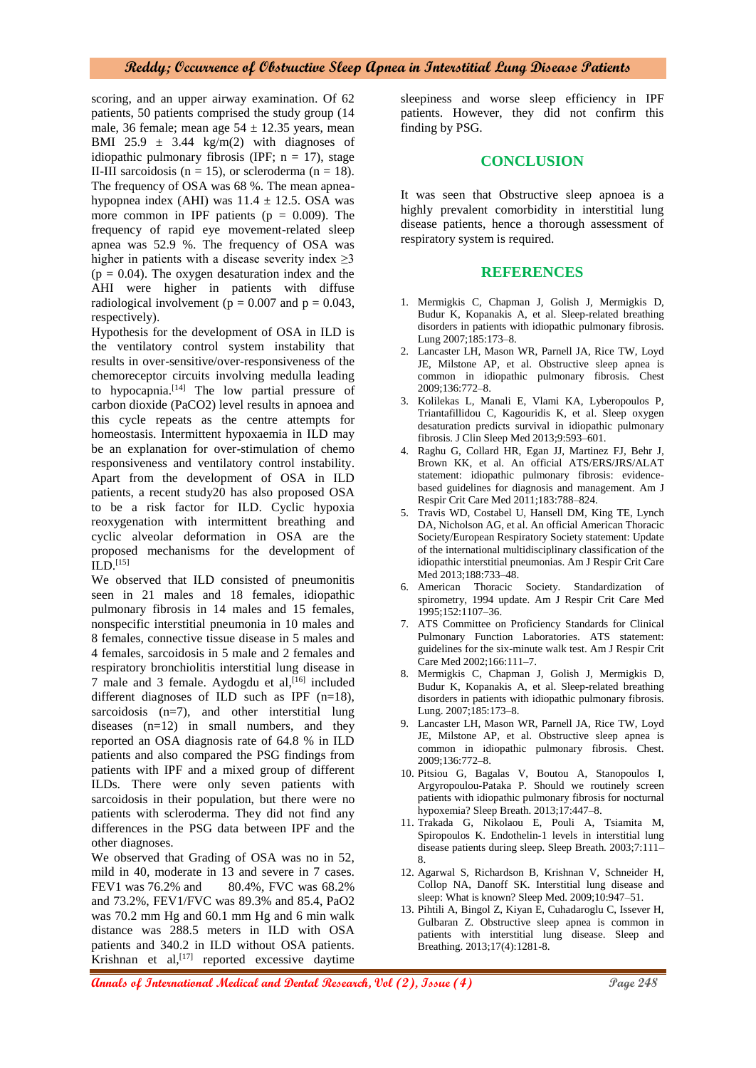scoring, and an upper airway examination. Of 62 patients, 50 patients comprised the study group (14 male, 36 female; mean age 54 ± 12.35 years, mean BMI 25.9 ± 3.44 kg/m(2) with diagnoses of idiopathic pulmonary fibrosis (IPF; n = 17), stage II-III sarcoidosis (n = 15), or scleroderma (n = 18). The frequency of OSA was 68 %. The mean apnea-hypopnea index (AHI) was 11.4 ± 12.5. OSA was more common in IPF patients (p = 0.009). The frequency of rapid eye movement-related sleep apnea was 52.9 %. The frequency of OSA was higher in patients with a disease severity index ≥3 (p = 0.04). The oxygen desaturation index and the AHI were higher in patients with diffuse radiological involvement (p = 0.007 and p = 0.043, respectively).

Hypothesis for the development of OSA in ILD is the ventilatory control system instability that results in over-sensitive/over-responsiveness of the chemoreceptor circuits involving medulla leading to hypocapnia.[14] The low partial pressure of carbon dioxide (PaCO2) level results in apnoea and this cycle repeats as the centre attempts for homeostasis. Intermittent hypoxaemia in ILD may be an explanation for over-stimulation of chemo responsiveness and ventilatory control instability. Apart from the development of OSA in ILD patients, a recent study20 has also proposed OSA to be a risk factor for ILD. Cyclic hypoxia reoxygenation with intermittent breathing and cyclic alveolar deformation in OSA are the proposed mechanisms for the development of ILD.[15]

We observed that ILD consisted of pneumonitis seen in 21 males and 18 females, idiopathic pulmonary fibrosis in 14 males and 15 females, nonspecific interstitial pneumonia in 10 males and 8 females, connective tissue disease in 5 males and 4 females, sarcoidosis in 5 male and 2 females and respiratory bronchiolitis interstitial lung disease in 7 male and 3 female. Aydogdu et al,[16] included different diagnoses of ILD such as IPF (n=18), sarcoidosis (n=7), and other interstitial lung diseases (n=12) in small numbers, and they reported an OSA diagnosis rate of 64.8 % in ILD patients and also compared the PSG findings from patients with IPF and a mixed group of different ILDs. There were only seven patients with sarcoidosis in their population, but there were no patients with scleroderma. They did not find any differences in the PSG data between IPF and the other diagnoses.

We observed that Grading of OSA was no in 52, mild in 40, moderate in 13 and severe in 7 cases. FEV1 was 76.2% and 80.4%, FVC was 68.2% and 73.2%, FEV1/FVC was 89.3% and 85.4, PaO2 was 70.2 mm Hg and 60.1 mm Hg and 6 min walk distance was 288.5 meters in ILD with OSA patients and 340.2 in ILD without OSA patients. Krishnan et al,[17] reported excessive daytime sleepiness and worse sleep efficiency in IPF patients. However, they did not confirm this finding by PSG.

## CONCLUSION

It was seen that Obstructive sleep apnoea is a highly prevalent comorbidity in interstitial lung disease patients, hence a thorough assessment of respiratory system is required.

## REFERENCES

1. Mermigkis C, Chapman J, Golish J, Mermigkis D, Budur K, Kopanakis A, et al. Sleep-related breathing disorders in patients with idiopathic pulmonary fibrosis. Lung 2007;185:173–8.
2. Lancaster LH, Mason WR, Parnell JA, Rice TW, Loyd JE, Milstone AP, et al. Obstructive sleep apnea is common in idiopathic pulmonary fibrosis. Chest 2009;136:772–8.
3. Kolilekas L, Manali E, Vlami KA, Lyberopoulos P, Triantafillidou C, Kagouridis K, et al. Sleep oxygen desaturation predicts survival in idiopathic pulmonary fibrosis. J Clin Sleep Med 2013;9:593–601.
4. Raghu G, Collard HR, Egan JJ, Martinez FJ, Behr J, Brown KK, et al. An official ATS/ERS/JRS/ALAT statement: idiopathic pulmonary fibrosis: evidence-based guidelines for diagnosis and management. Am J Respir Crit Care Med 2011;183:788–824.
5. Travis WD, Costabel U, Hansell DM, King TE, Lynch DA, Nicholson AG, et al. An official American Thoracic Society/European Respiratory Society statement: Update of the international multidisciplinary classification of the idiopathic interstitial pneumonias. Am J Respir Crit Care Med 2013;188:733–48.
6. American Thoracic Society. Standardization of spirometry, 1994 update. Am J Respir Crit Care Med 1995;152:1107–36.
7. ATS Committee on Proficiency Standards for Clinical Pulmonary Function Laboratories. ATS statement: guidelines for the six-minute walk test. Am J Respir Crit Care Med 2002;166:111–7.
8. Mermigkis C, Chapman J, Golish J, Mermigkis D, Budur K, Kopanakis A, et al. Sleep-related breathing disorders in patients with idiopathic pulmonary fibrosis. Lung. 2007;185:173–8.
9. Lancaster LH, Mason WR, Parnell JA, Rice TW, Loyd JE, Milstone AP, et al. Obstructive sleep apnea is common in idiopathic pulmonary fibrosis. Chest. 2009;136:772–8.
10. Pitsiou G, Bagalas V, Boutou A, Stanopoulos I, Argyropoulou-Pataka P. Should we routinely screen patients with idiopathic pulmonary fibrosis for nocturnal hypoxemia? Sleep Breath. 2013;17:447–8.
11. Trakada G, Nikolaou E, Pouli A, Tsiamita M, Spiropoulos K. Endothelin-1 levels in interstitial lung disease patients during sleep. Sleep Breath. 2003;7:111–8.
12. Agarwal S, Richardson B, Krishnan V, Schneider H, Collop NA, Danoff SK. Interstitial lung disease and sleep: What is known? Sleep Med. 2009;10:947–51.
13. Pihtili A, Bingol Z, Kiyan E, Cuhadaroglu C, Issever H, Gulbaran Z. Obstructive sleep apnea is common in patients with interstitial lung disease. Sleep and Breathing. 2013;17(4):1281-8.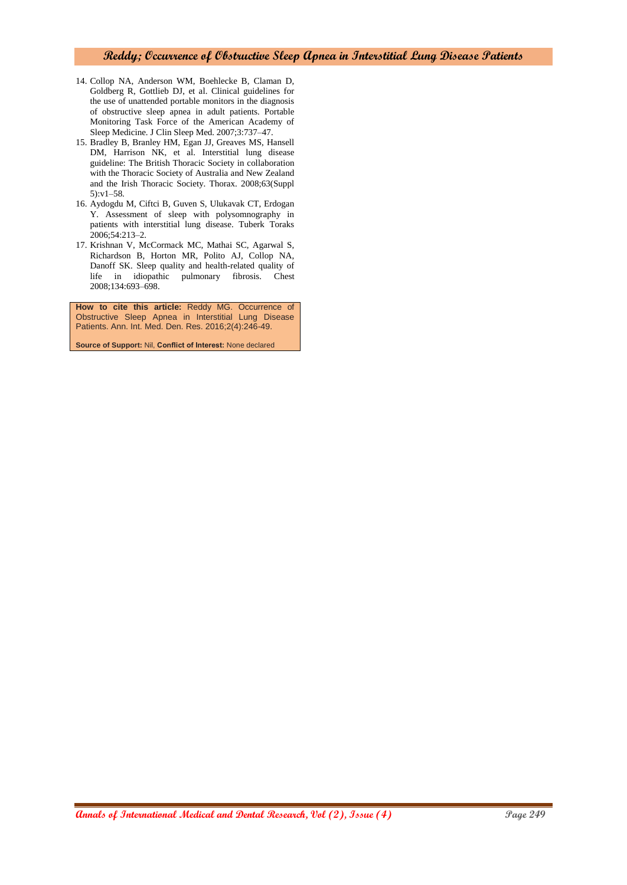14. Collop NA, Anderson WM, Boehlecke B, Claman D, Goldberg R, Gottlieb DJ, et al. Clinical guidelines for the use of unattended portable monitors in the diagnosis of obstructive sleep apnea in adult patients. Portable Monitoring Task Force of the American Academy of Sleep Medicine. J Clin Sleep Med. 2007;3:737–47.
15. Bradley B, Branley HM, Egan JJ, Greaves MS, Hansell DM, Harrison NK, et al. Interstitial lung disease guideline: The British Thoracic Society in collaboration with the Thoracic Society of Australia and New Zealand and the Irish Thoracic Society. Thorax. 2008;63(Suppl 5):v1–58.
16. Aydogdu M, Ciftci B, Guven S, Ulukavak CT, Erdogan Y. Assessment of sleep with polysomnography in patients with interstitial lung disease. Tuberk Toraks 2006;54:213–2.
17. Krishnan V, McCormack MC, Mathai SC, Agarwal S, Richardson B, Horton MR, Polito AJ, Collop NA, Danoff SK. Sleep quality and health-related quality of life in idiopathic pulmonary fibrosis. Chest 2008;134:693–698.

**How to cite this article:** Reddy MG. Occurrence of Obstructive Sleep Apnea in Interstitial Lung Disease Patients. Ann. Int. Med. Den. Res. 2016;2(4):246-49.

**Source of Support:** Nil, **Conflict of Interest:** None declared